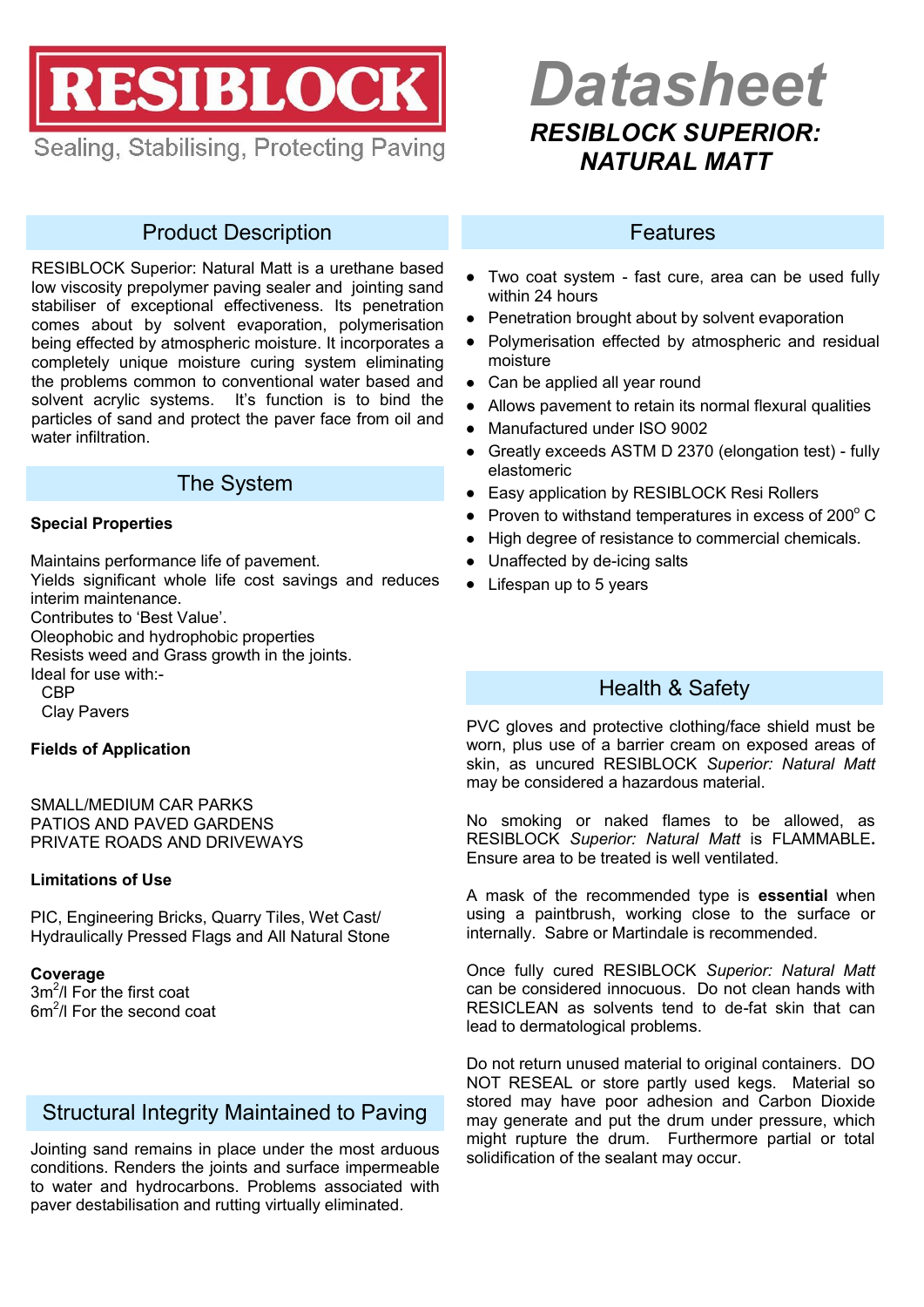# RESIBLOCK

Sealing, Stabilising, Protecting Paving

# Datasheet

## RESIBLOCK SUPERIOR: NATURAL MATT

## Product Description

RESIBLOCK Superior: Natural Matt is a urethane based low viscosity prepolymer paving sealer and jointing sand stabiliser of exceptional effectiveness. Its penetration comes about by solvent evaporation, polymerisation being effected by atmospheric moisture. It incorporates a completely unique moisture curing system eliminating the problems common to conventional water based and solvent acrylic systems. It's function is to bind the particles of sand and protect the paver face from oil and water infiltration.

## The System

**Special Properties**

Maintains performance life of pavement.
Yields significant whole life cost savings and reduces interim maintenance.
Contributes to 'Best Value'.
Oleophobic and hydrophobic properties
Resists weed and Grass growth in the joints.
Ideal for use with:-
  CBP
  Clay Pavers

**Fields of Application**

SMALL/MEDIUM CAR PARKS
PATIOS AND PAVED GARDENS
PRIVATE ROADS AND DRIVEWAYS

**Limitations of Use**

PIC, Engineering Bricks, Quarry Tiles, Wet Cast/ Hydraulically Pressed Flags and All Natural Stone

**Coverage**
$3m^2$/l For the first coat
$6m^2$/l For the second coat

## Structural Integrity Maintained to Paving

Jointing sand remains in place under the most arduous conditions. Renders the joints and surface impermeable to water and hydrocarbons. Problems associated with paver destabilisation and rutting virtually eliminated.

## Features

- Two coat system - fast cure, area can be used fully within 24 hours
- Penetration brought about by solvent evaporation
- Polymerisation effected by atmospheric and residual moisture
- Can be applied all year round
- Allows pavement to retain its normal flexural qualities
- Manufactured under ISO 9002
- Greatly exceeds ASTM D 2370 (elongation test) - fully elastomeric
- Easy application by RESIBLOCK Resi Rollers
- Proven to withstand temperatures in excess of $200^{o}$ C
- High degree of resistance to commercial chemicals.
- Unaffected by de-icing salts
- Lifespan up to 5 years

## Health & Safety

PVC gloves and protective clothing/face shield must be worn, plus use of a barrier cream on exposed areas of skin, as uncured RESIBLOCK *Superior: Natural Matt* may be considered a hazardous material.

No smoking or naked flames to be allowed, as RESIBLOCK *Superior: Natural Matt* is FLAMMABLE. Ensure area to be treated is well ventilated.

A mask of the recommended type is **essential** when using a paintbrush, working close to the surface or internally. Sabre or Martindale is recommended.

Once fully cured RESIBLOCK *Superior: Natural Matt* can be considered innocuous. Do not clean hands with RESICLEAN as solvents tend to de-fat skin that can lead to dermatological problems.

Do not return unused material to original containers. DO NOT RESEAL or store partly used kegs. Material so stored may have poor adhesion and Carbon Dioxide may generate and put the drum under pressure, which might rupture the drum. Furthermore partial or total solidification of the sealant may occur.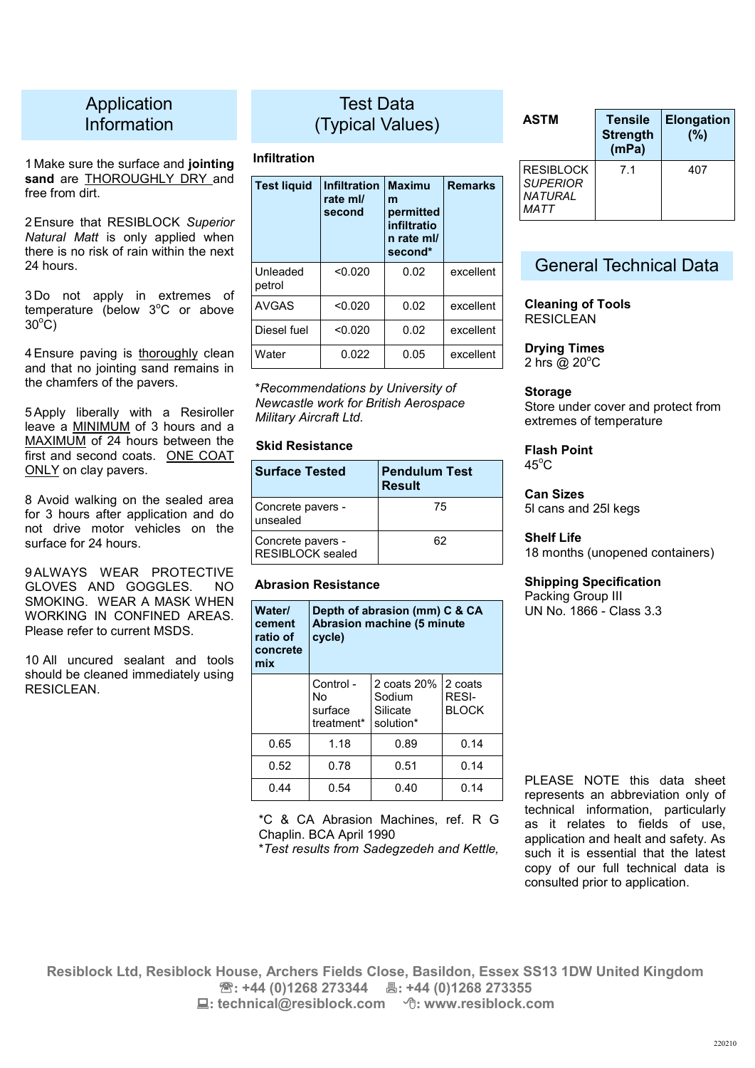## Application Information

1 Make sure the surface and **jointing sand** are THOROUGHLY DRY and free from dirt.

2 Ensure that RESIBLOCK *Superior Natural Matt* is only applied when there is no risk of rain within the next 24 hours.

3 Do not apply in extremes of temperature (below 3°C or above 30°C)

4 Ensure paving is thoroughly clean and that no jointing sand remains in the chamfers of the pavers.

5 Apply liberally with a Resiroller leave a MINIMUM of 3 hours and a MAXIMUM of 24 hours between the first and second coats. ONE COAT ONLY on clay pavers.

8 Avoid walking on the sealed area for 3 hours after application and do not drive motor vehicles on the surface for 24 hours.

9 ALWAYS WEAR PROTECTIVE GLOVES AND GOGGLES. NO SMOKING. WEAR A MASK WHEN WORKING IN CONFINED AREAS. Please refer to current MSDS.

10 All uncured sealant and tools should be cleaned immediately using RESICLEAN.

## Test Data (Typical Values)

### Infiltration

| Test liquid | Infiltration rate ml/ second | Maximum permitted infiltration rate ml/ second* | Remarks |
|---|---|---|---|
| Unleaded petrol | <0.020 | 0.02 | excellent |
| AVGAS | <0.020 | 0.02 | excellent |
| Diesel fuel | <0.020 | 0.02 | excellent |
| Water | 0.022 | 0.05 | excellent |

**Recommendations by University of Newcastle work for British Aerospace Military Aircraft Ltd.*

### Skid Resistance

| Surface Tested | Pendulum Test Result |
|---|---|
| Concrete pavers - unsealed | 75 |
| Concrete pavers - RESIBLOCK sealed | 62 |

### Abrasion Resistance

| Water/ cement ratio of concrete mix | Depth of abrasion (mm) C & CA Abrasion machine (5 minute cycle) | | |
|---|---|---|---|
| | Control - No surface treatment* | 2 coats 20% Sodium Silicate solution* | 2 coats RESI-BLOCK |
| 0.65 | 1.18 | 0.89 | 0.14 |
| 0.52 | 0.78 | 0.51 | 0.14 |
| 0.44 | 0.54 | 0.40 | 0.14 |

*C & CA Abrasion Machines, ref. R G Chaplin. BCA April 1990

**Test results from Sadegzedeh and Kettle,*

| ASTM | Tensile Strength (mPa) | Elongation (%) |
|---|---|---|
| RESIBLOCK *SUPERIOR NATURAL MATT* | 7.1 | 407 |

## General Technical Data

**Cleaning of Tools**
RESICLEAN

**Drying Times**
2 hrs @ 20°C

**Storage**
Store under cover and protect from extremes of temperature

**Flash Point**
45°C

**Can Sizes**
5l cans and 25l kegs

**Shelf Life**
18 months (unopened containers)

**Shipping Specification**
Packing Group III
UN No. 1866 - Class 3.3

PLEASE NOTE this data sheet represents an abbreviation only of technical information, particularly as it relates to fields of use, application and healt and safety. As such it is essential that the latest copy of our full technical data is consulted prior to application.

**Resiblock Ltd, Resiblock House, Archers Fields Close, Basildon, Essex SS13 1DW United Kingdom**
**☎: +44 (0)1268 273344 🖷: +44 (0)1268 273355**
**🖳: technical@resiblock.com 🖰: www.resiblock.com**

220210